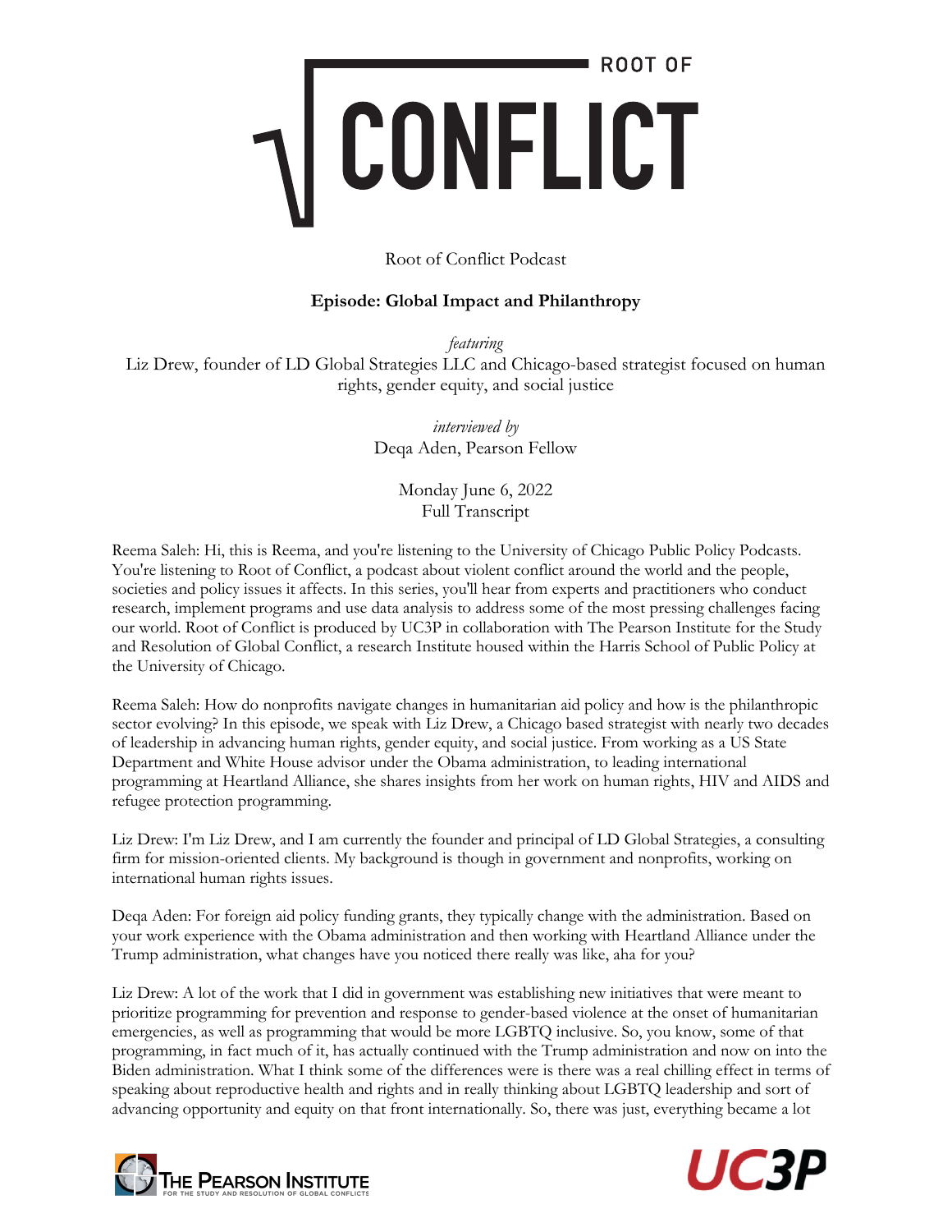# ROOT OF CONFLICT

Root of Conflict Podcast

**Episode: Global Impact and Philanthropy**

*featuring*
Liz Drew, founder of LD Global Strategies LLC and Chicago-based strategist focused on human rights, gender equity, and social justice

*interviewed by*
Deqa Aden, Pearson Fellow

Monday June 6, 2022
Full Transcript

Reema Saleh: Hi, this is Reema, and you're listening to the University of Chicago Public Policy Podcasts. You're listening to Root of Conflict, a podcast about violent conflict around the world and the people, societies and policy issues it affects. In this series, you'll hear from experts and practitioners who conduct research, implement programs and use data analysis to address some of the most pressing challenges facing our world. Root of Conflict is produced by UC3P in collaboration with The Pearson Institute for the Study and Resolution of Global Conflict, a research Institute housed within the Harris School of Public Policy at the University of Chicago.

Reema Saleh: How do nonprofits navigate changes in humanitarian aid policy and how is the philanthropic sector evolving? In this episode, we speak with Liz Drew, a Chicago based strategist with nearly two decades of leadership in advancing human rights, gender equity, and social justice. From working as a US State Department and White House advisor under the Obama administration, to leading international programming at Heartland Alliance, she shares insights from her work on human rights, HIV and AIDS and refugee protection programming.

Liz Drew: I'm Liz Drew, and I am currently the founder and principal of LD Global Strategies, a consulting firm for mission-oriented clients. My background is though in government and nonprofits, working on international human rights issues.

Deqa Aden: For foreign aid policy funding grants, they typically change with the administration. Based on your work experience with the Obama administration and then working with Heartland Alliance under the Trump administration, what changes have you noticed there really was like, aha for you?

Liz Drew: A lot of the work that I did in government was establishing new initiatives that were meant to prioritize programming for prevention and response to gender-based violence at the onset of humanitarian emergencies, as well as programming that would be more LGBTQ inclusive. So, you know, some of that programming, in fact much of it, has actually continued with the Trump administration and now on into the Biden administration. What I think some of the differences were is there was a real chilling effect in terms of speaking about reproductive health and rights and in really thinking about LGBTQ leadership and sort of advancing opportunity and equity on that front internationally. So, there was just, everything became a lot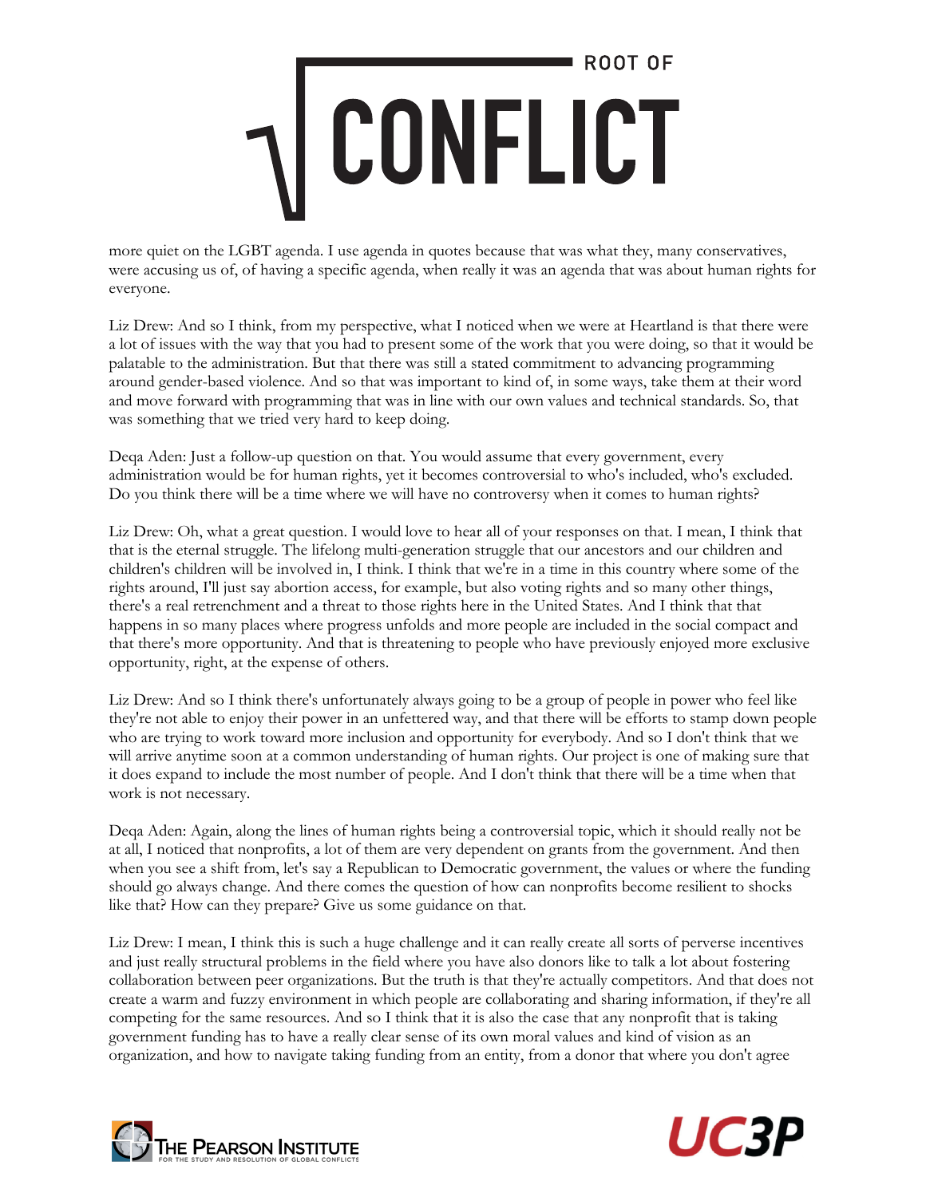more quiet on the LGBT agenda. I use agenda in quotes because that was what they, many conservatives, were accusing us of, of having a specific agenda, when really it was an agenda that was about human rights for everyone.

Liz Drew: And so I think, from my perspective, what I noticed when we were at Heartland is that there were a lot of issues with the way that you had to present some of the work that you were doing, so that it would be palatable to the administration. But that there was still a stated commitment to advancing programming around gender-based violence. And so that was important to kind of, in some ways, take them at their word and move forward with programming that was in line with our own values and technical standards. So, that was something that we tried very hard to keep doing.

Deqa Aden: Just a follow-up question on that. You would assume that every government, every administration would be for human rights, yet it becomes controversial to who's included, who's excluded. Do you think there will be a time where we will have no controversy when it comes to human rights?

Liz Drew: Oh, what a great question. I would love to hear all of your responses on that. I mean, I think that that is the eternal struggle. The lifelong multi-generation struggle that our ancestors and our children and children's children will be involved in, I think. I think that we're in a time in this country where some of the rights around, I'll just say abortion access, for example, but also voting rights and so many other things, there's a real retrenchment and a threat to those rights here in the United States. And I think that that happens in so many places where progress unfolds and more people are included in the social compact and that there's more opportunity. And that is threatening to people who have previously enjoyed more exclusive opportunity, right, at the expense of others.

Liz Drew: And so I think there's unfortunately always going to be a group of people in power who feel like they're not able to enjoy their power in an unfettered way, and that there will be efforts to stamp down people who are trying to work toward more inclusion and opportunity for everybody. And so I don't think that we will arrive anytime soon at a common understanding of human rights. Our project is one of making sure that it does expand to include the most number of people. And I don't think that there will be a time when that work is not necessary.

Deqa Aden: Again, along the lines of human rights being a controversial topic, which it should really not be at all, I noticed that nonprofits, a lot of them are very dependent on grants from the government. And then when you see a shift from, let's say a Republican to Democratic government, the values or where the funding should go always change. And there comes the question of how can nonprofits become resilient to shocks like that? How can they prepare? Give us some guidance on that.

Liz Drew: I mean, I think this is such a huge challenge and it can really create all sorts of perverse incentives and just really structural problems in the field where you have also donors like to talk a lot about fostering collaboration between peer organizations. But the truth is that they're actually competitors. And that does not create a warm and fuzzy environment in which people are collaborating and sharing information, if they're all competing for the same resources. And so I think that it is also the case that any nonprofit that is taking government funding has to have a really clear sense of its own moral values and kind of vision as an organization, and how to navigate taking funding from an entity, from a donor that where you don't agree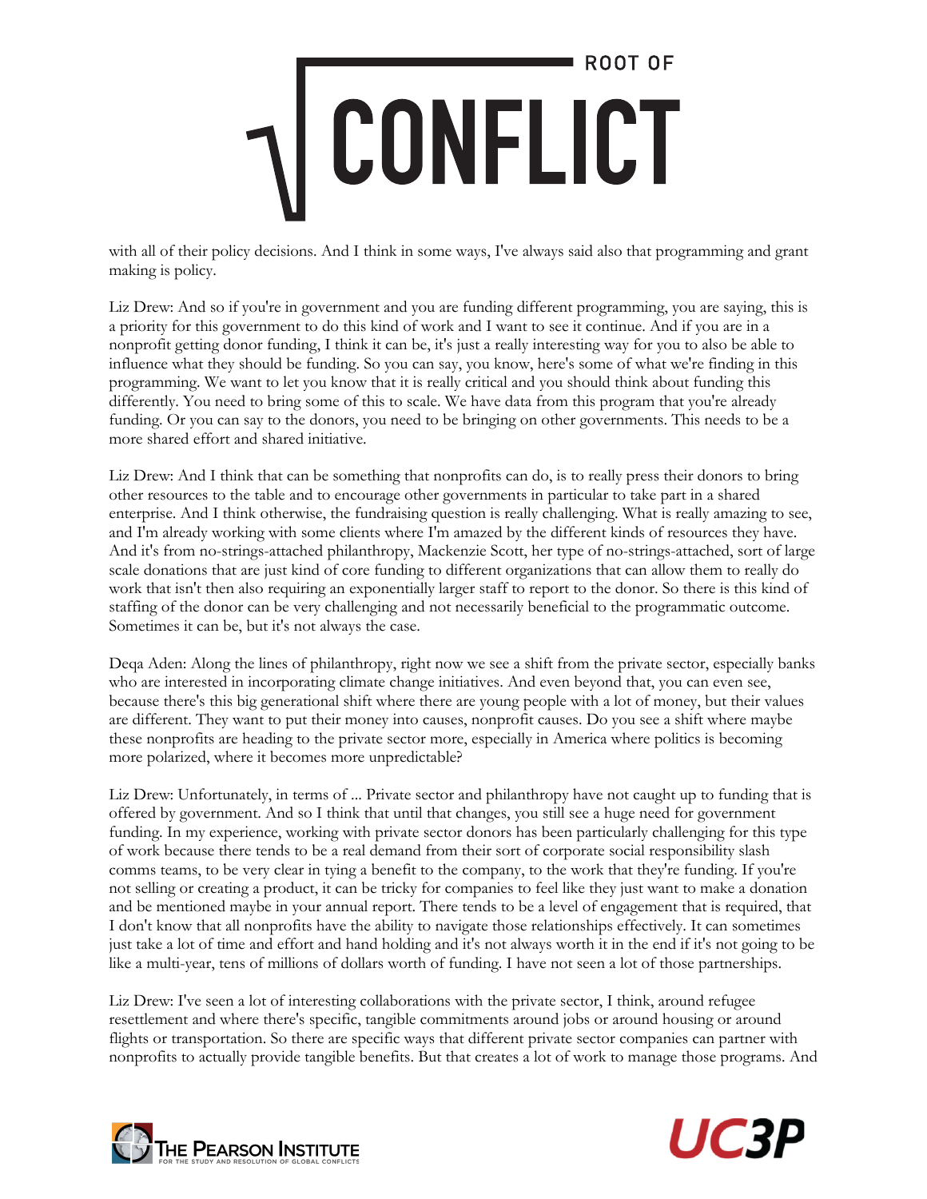with all of their policy decisions. And I think in some ways, I've always said also that programming and grant making is policy.

Liz Drew: And so if you're in government and you are funding different programming, you are saying, this is a priority for this government to do this kind of work and I want to see it continue. And if you are in a nonprofit getting donor funding, I think it can be, it's just a really interesting way for you to also be able to influence what they should be funding. So you can say, you know, here's some of what we're finding in this programming. We want to let you know that it is really critical and you should think about funding this differently. You need to bring some of this to scale. We have data from this program that you're already funding. Or you can say to the donors, you need to be bringing on other governments. This needs to be a more shared effort and shared initiative.

Liz Drew: And I think that can be something that nonprofits can do, is to really press their donors to bring other resources to the table and to encourage other governments in particular to take part in a shared enterprise. And I think otherwise, the fundraising question is really challenging. What is really amazing to see, and I'm already working with some clients where I'm amazed by the different kinds of resources they have. And it's from no-strings-attached philanthropy, Mackenzie Scott, her type of no-strings-attached, sort of large scale donations that are just kind of core funding to different organizations that can allow them to really do work that isn't then also requiring an exponentially larger staff to report to the donor. So there is this kind of staffing of the donor can be very challenging and not necessarily beneficial to the programmatic outcome. Sometimes it can be, but it's not always the case.

Deqa Aden: Along the lines of philanthropy, right now we see a shift from the private sector, especially banks who are interested in incorporating climate change initiatives. And even beyond that, you can even see, because there's this big generational shift where there are young people with a lot of money, but their values are different. They want to put their money into causes, nonprofit causes. Do you see a shift where maybe these nonprofits are heading to the private sector more, especially in America where politics is becoming more polarized, where it becomes more unpredictable?

Liz Drew: Unfortunately, in terms of ... Private sector and philanthropy have not caught up to funding that is offered by government. And so I think that until that changes, you still see a huge need for government funding. In my experience, working with private sector donors has been particularly challenging for this type of work because there tends to be a real demand from their sort of corporate social responsibility slash comms teams, to be very clear in tying a benefit to the company, to the work that they're funding. If you're not selling or creating a product, it can be tricky for companies to feel like they just want to make a donation and be mentioned maybe in your annual report. There tends to be a level of engagement that is required, that I don't know that all nonprofits have the ability to navigate those relationships effectively. It can sometimes just take a lot of time and effort and hand holding and it's not always worth it in the end if it's not going to be like a multi-year, tens of millions of dollars worth of funding. I have not seen a lot of those partnerships.

Liz Drew: I've seen a lot of interesting collaborations with the private sector, I think, around refugee resettlement and where there's specific, tangible commitments around jobs or around housing or around flights or transportation. So there are specific ways that different private sector companies can partner with nonprofits to actually provide tangible benefits. But that creates a lot of work to manage those programs. And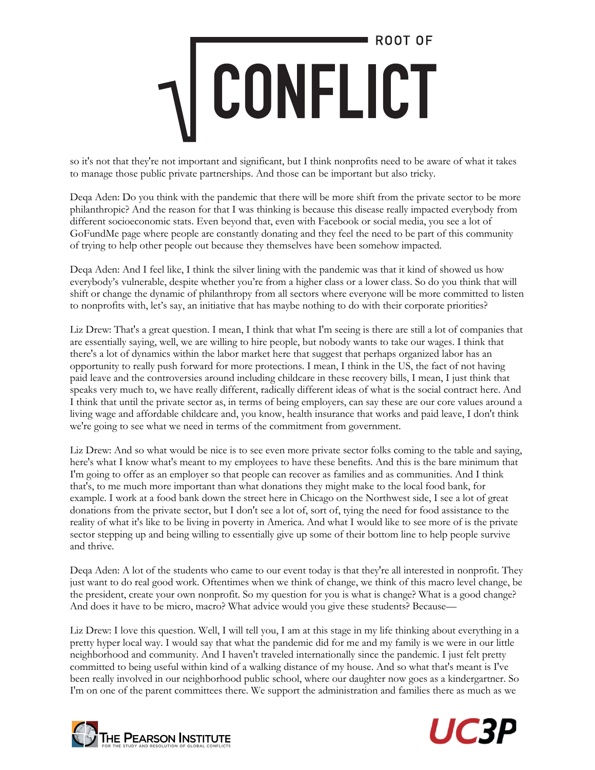so it's not that they're not important and significant, but I think nonprofits need to be aware of what it takes to manage those public private partnerships. And those can be important but also tricky.

Deqa Aden: Do you think with the pandemic that there will be more shift from the private sector to be more philanthropic? And the reason for that I was thinking is because this disease really impacted everybody from different socioeconomic stats. Even beyond that, even with Facebook or social media, you see a lot of GoFundMe page where people are constantly donating and they feel the need to be part of this community of trying to help other people out because they themselves have been somehow impacted.

Deqa Aden: And I feel like, I think the silver lining with the pandemic was that it kind of showed us how everybody's vulnerable, despite whether you're from a higher class or a lower class. So do you think that will shift or change the dynamic of philanthropy from all sectors where everyone will be more committed to listen to nonprofits with, let's say, an initiative that has maybe nothing to do with their corporate priorities?

Liz Drew: That's a great question. I mean, I think that what I'm seeing is there are still a lot of companies that are essentially saying, well, we are willing to hire people, but nobody wants to take our wages. I think that there's a lot of dynamics within the labor market here that suggest that perhaps organized labor has an opportunity to really push forward for more protections. I mean, I think in the US, the fact of not having paid leave and the controversies around including childcare in these recovery bills, I mean, I just think that speaks very much to, we have really different, radically different ideas of what is the social contract here. And I think that until the private sector as, in terms of being employers, can say these are our core values around a living wage and affordable childcare and, you know, health insurance that works and paid leave, I don't think we're going to see what we need in terms of the commitment from government.

Liz Drew: And so what would be nice is to see even more private sector folks coming to the table and saying, here's what I know what's meant to my employees to have these benefits. And this is the bare minimum that I'm going to offer as an employer so that people can recover as families and as communities. And I think that's, to me much more important than what donations they might make to the local food bank, for example. I work at a food bank down the street here in Chicago on the Northwest side, I see a lot of great donations from the private sector, but I don't see a lot of, sort of, tying the need for food assistance to the reality of what it's like to be living in poverty in America. And what I would like to see more of is the private sector stepping up and being willing to essentially give up some of their bottom line to help people survive and thrive.

Deqa Aden: A lot of the students who came to our event today is that they're all interested in nonprofit. They just want to do real good work. Oftentimes when we think of change, we think of this macro level change, be the president, create your own nonprofit. So my question for you is what is change? What is a good change? And does it have to be micro, macro? What advice would you give these students? Because—

Liz Drew: I love this question. Well, I will tell you, I am at this stage in my life thinking about everything in a pretty hyper local way. I would say that what the pandemic did for me and my family is we were in our little neighborhood and community. And I haven't traveled internationally since the pandemic. I just felt pretty committed to being useful within kind of a walking distance of my house. And so what that's meant is I've been really involved in our neighborhood public school, where our daughter now goes as a kindergartner. So I'm on one of the parent committees there. We support the administration and families there as much as we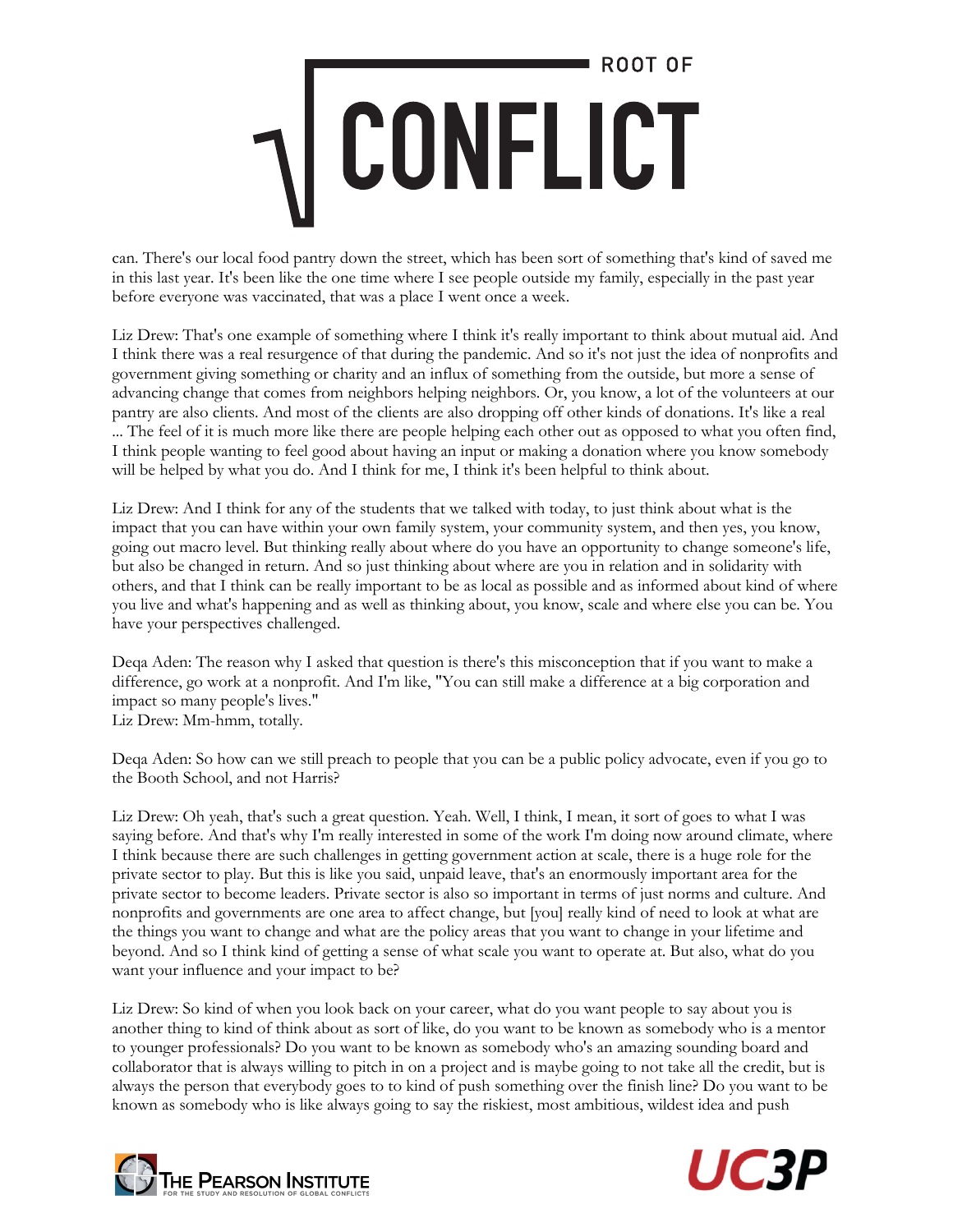can. There's our local food pantry down the street, which has been sort of something that's kind of saved me in this last year. It's been like the one time where I see people outside my family, especially in the past year before everyone was vaccinated, that was a place I went once a week.

Liz Drew: That's one example of something where I think it's really important to think about mutual aid. And I think there was a real resurgence of that during the pandemic. And so it's not just the idea of nonprofits and government giving something or charity and an influx of something from the outside, but more a sense of advancing change that comes from neighbors helping neighbors. Or, you know, a lot of the volunteers at our pantry are also clients. And most of the clients are also dropping off other kinds of donations. It's like a real ... The feel of it is much more like there are people helping each other out as opposed to what you often find, I think people wanting to feel good about having an input or making a donation where you know somebody will be helped by what you do. And I think for me, I think it's been helpful to think about.

Liz Drew: And I think for any of the students that we talked with today, to just think about what is the impact that you can have within your own family system, your community system, and then yes, you know, going out macro level. But thinking really about where do you have an opportunity to change someone's life, but also be changed in return. And so just thinking about where are you in relation and in solidarity with others, and that I think can be really important to be as local as possible and as informed about kind of where you live and what's happening and as well as thinking about, you know, scale and where else you can be. You have your perspectives challenged.

Deqa Aden: The reason why I asked that question is there's this misconception that if you want to make a difference, go work at a nonprofit. And I'm like, "You can still make a difference at a big corporation and impact so many people's lives."
Liz Drew: Mm-hmm, totally.

Deqa Aden: So how can we still preach to people that you can be a public policy advocate, even if you go to the Booth School, and not Harris?

Liz Drew: Oh yeah, that's such a great question. Yeah. Well, I think, I mean, it sort of goes to what I was saying before. And that's why I'm really interested in some of the work I'm doing now around climate, where I think because there are such challenges in getting government action at scale, there is a huge role for the private sector to play. But this is like you said, unpaid leave, that's an enormously important area for the private sector to become leaders. Private sector is also so important in terms of just norms and culture. And nonprofits and governments are one area to affect change, but [you] really kind of need to look at what are the things you want to change and what are the policy areas that you want to change in your lifetime and beyond. And so I think kind of getting a sense of what scale you want to operate at. But also, what do you want your influence and your impact to be?

Liz Drew: So kind of when you look back on your career, what do you want people to say about you is another thing to kind of think about as sort of like, do you want to be known as somebody who is a mentor to younger professionals? Do you want to be known as somebody who's an amazing sounding board and collaborator that is always willing to pitch in on a project and is maybe going to not take all the credit, but is always the person that everybody goes to to kind of push something over the finish line? Do you want to be known as somebody who is like always going to say the riskiest, most ambitious, wildest idea and push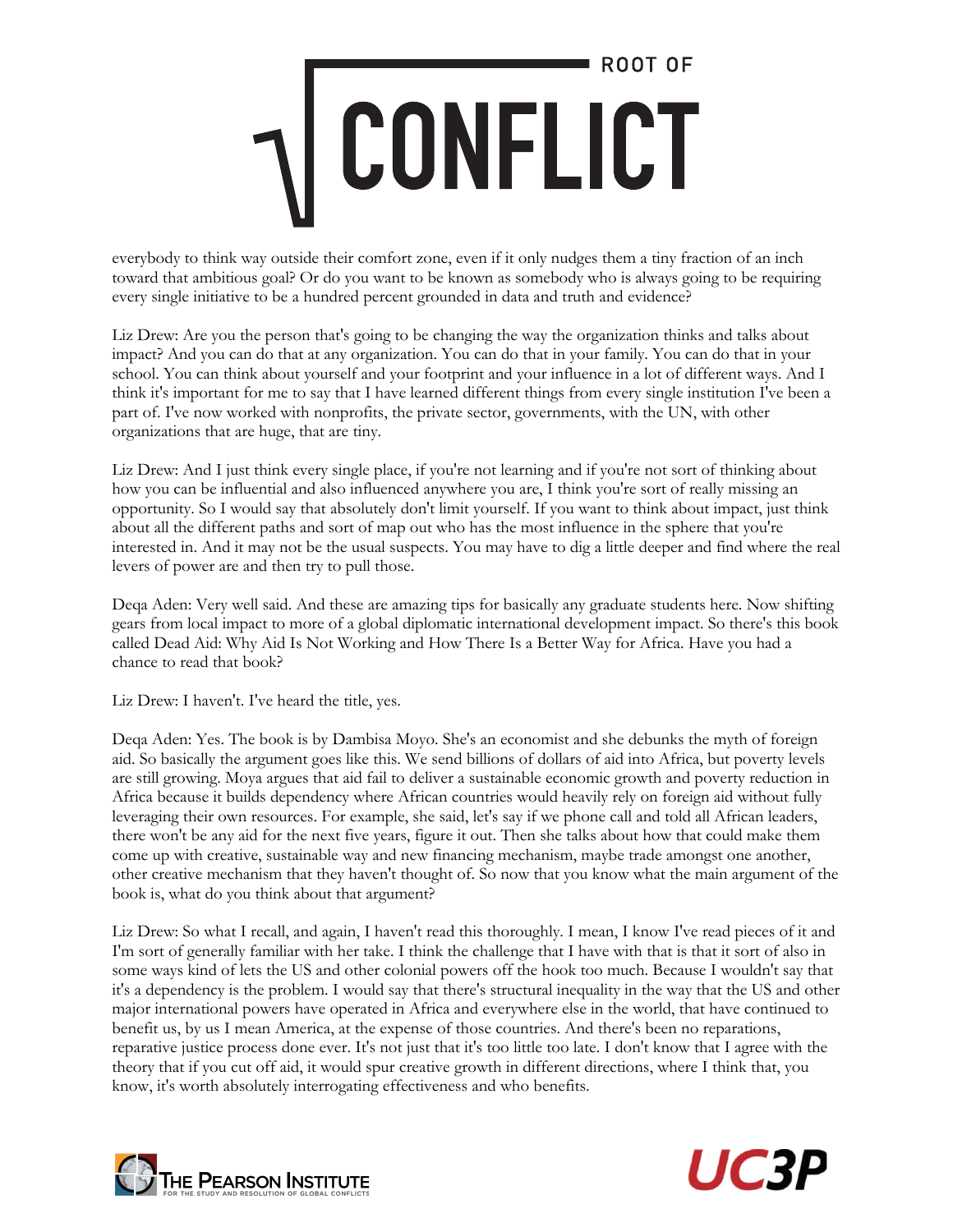everybody to think way outside their comfort zone, even if it only nudges them a tiny fraction of an inch toward that ambitious goal? Or do you want to be known as somebody who is always going to be requiring every single initiative to be a hundred percent grounded in data and truth and evidence?

Liz Drew: Are you the person that's going to be changing the way the organization thinks and talks about impact? And you can do that at any organization. You can do that in your family. You can do that in your school. You can think about yourself and your footprint and your influence in a lot of different ways. And I think it's important for me to say that I have learned different things from every single institution I've been a part of. I've now worked with nonprofits, the private sector, governments, with the UN, with other organizations that are huge, that are tiny.

Liz Drew: And I just think every single place, if you're not learning and if you're not sort of thinking about how you can be influential and also influenced anywhere you are, I think you're sort of really missing an opportunity. So I would say that absolutely don't limit yourself. If you want to think about impact, just think about all the different paths and sort of map out who has the most influence in the sphere that you're interested in. And it may not be the usual suspects. You may have to dig a little deeper and find where the real levers of power are and then try to pull those.

Deqa Aden: Very well said. And these are amazing tips for basically any graduate students here. Now shifting gears from local impact to more of a global diplomatic international development impact. So there's this book called Dead Aid: Why Aid Is Not Working and How There Is a Better Way for Africa. Have you had a chance to read that book?

Liz Drew: I haven't. I've heard the title, yes.

Deqa Aden: Yes. The book is by Dambisa Moyo. She's an economist and she debunks the myth of foreign aid. So basically the argument goes like this. We send billions of dollars of aid into Africa, but poverty levels are still growing. Moya argues that aid fail to deliver a sustainable economic growth and poverty reduction in Africa because it builds dependency where African countries would heavily rely on foreign aid without fully leveraging their own resources. For example, she said, let's say if we phone call and told all African leaders, there won't be any aid for the next five years, figure it out. Then she talks about how that could make them come up with creative, sustainable way and new financing mechanism, maybe trade amongst one another, other creative mechanism that they haven't thought of. So now that you know what the main argument of the book is, what do you think about that argument?

Liz Drew: So what I recall, and again, I haven't read this thoroughly. I mean, I know I've read pieces of it and I'm sort of generally familiar with her take. I think the challenge that I have with that is that it sort of also in some ways kind of lets the US and other colonial powers off the hook too much. Because I wouldn't say that it's a dependency is the problem. I would say that there's structural inequality in the way that the US and other major international powers have operated in Africa and everywhere else in the world, that have continued to benefit us, by us I mean America, at the expense of those countries. And there's been no reparations, reparative justice process done ever. It's not just that it's too little too late. I don't know that I agree with the theory that if you cut off aid, it would spur creative growth in different directions, where I think that, you know, it's worth absolutely interrogating effectiveness and who benefits.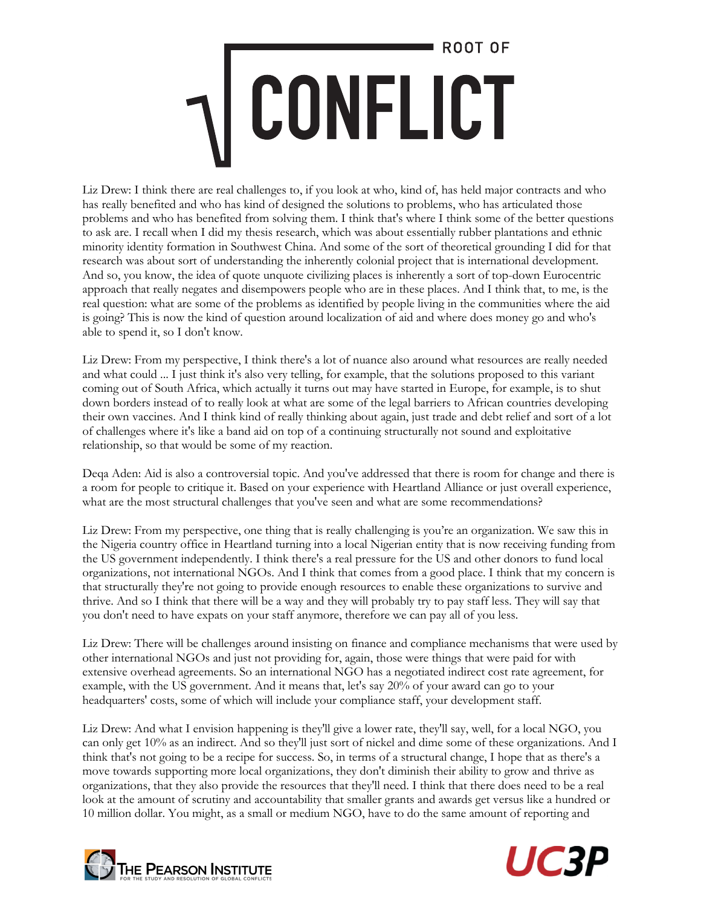Liz Drew: I think there are real challenges to, if you look at who, kind of, has held major contracts and who has really benefited and who has kind of designed the solutions to problems, who has articulated those problems and who has benefited from solving them. I think that's where I think some of the better questions to ask are. I recall when I did my thesis research, which was about essentially rubber plantations and ethnic minority identity formation in Southwest China. And some of the sort of theoretical grounding I did for that research was about sort of understanding the inherently colonial project that is international development. And so, you know, the idea of quote unquote civilizing places is inherently a sort of top-down Eurocentric approach that really negates and disempowers people who are in these places. And I think that, to me, is the real question: what are some of the problems as identified by people living in the communities where the aid is going? This is now the kind of question around localization of aid and where does money go and who's able to spend it, so I don't know.

Liz Drew: From my perspective, I think there's a lot of nuance also around what resources are really needed and what could ... I just think it's also very telling, for example, that the solutions proposed to this variant coming out of South Africa, which actually it turns out may have started in Europe, for example, is to shut down borders instead of to really look at what are some of the legal barriers to African countries developing their own vaccines. And I think kind of really thinking about again, just trade and debt relief and sort of a lot of challenges where it's like a band aid on top of a continuing structurally not sound and exploitative relationship, so that would be some of my reaction.

Deqa Aden: Aid is also a controversial topic. And you've addressed that there is room for change and there is a room for people to critique it. Based on your experience with Heartland Alliance or just overall experience, what are the most structural challenges that you've seen and what are some recommendations?

Liz Drew: From my perspective, one thing that is really challenging is you're an organization. We saw this in the Nigeria country office in Heartland turning into a local Nigerian entity that is now receiving funding from the US government independently. I think there's a real pressure for the US and other donors to fund local organizations, not international NGOs. And I think that comes from a good place. I think that my concern is that structurally they're not going to provide enough resources to enable these organizations to survive and thrive. And so I think that there will be a way and they will probably try to pay staff less. They will say that you don't need to have expats on your staff anymore, therefore we can pay all of you less.

Liz Drew: There will be challenges around insisting on finance and compliance mechanisms that were used by other international NGOs and just not providing for, again, those were things that were paid for with extensive overhead agreements. So an international NGO has a negotiated indirect cost rate agreement, for example, with the US government. And it means that, let's say 20% of your award can go to your headquarters' costs, some of which will include your compliance staff, your development staff.

Liz Drew: And what I envision happening is they'll give a lower rate, they'll say, well, for a local NGO, you can only get 10% as an indirect. And so they'll just sort of nickel and dime some of these organizations. And I think that's not going to be a recipe for success. So, in terms of a structural change, I hope that as there's a move towards supporting more local organizations, they don't diminish their ability to grow and thrive as organizations, that they also provide the resources that they'll need. I think that there does need to be a real look at the amount of scrutiny and accountability that smaller grants and awards get versus like a hundred or 10 million dollar. You might, as a small or medium NGO, have to do the same amount of reporting and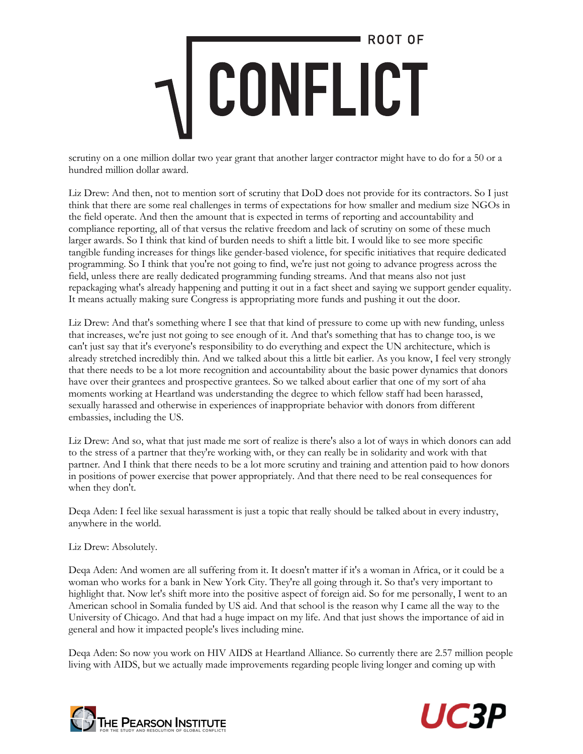scrutiny on a one million dollar two year grant that another larger contractor might have to do for a 50 or a hundred million dollar award.

Liz Drew: And then, not to mention sort of scrutiny that DoD does not provide for its contractors. So I just think that there are some real challenges in terms of expectations for how smaller and medium size NGOs in the field operate. And then the amount that is expected in terms of reporting and accountability and compliance reporting, all of that versus the relative freedom and lack of scrutiny on some of these much larger awards. So I think that kind of burden needs to shift a little bit. I would like to see more specific tangible funding increases for things like gender-based violence, for specific initiatives that require dedicated programming. So I think that you're not going to find, we're just not going to advance progress across the field, unless there are really dedicated programming funding streams. And that means also not just repackaging what's already happening and putting it out in a fact sheet and saying we support gender equality. It means actually making sure Congress is appropriating more funds and pushing it out the door.

Liz Drew: And that's something where I see that that kind of pressure to come up with new funding, unless that increases, we're just not going to see enough of it. And that's something that has to change too, is we can't just say that it's everyone's responsibility to do everything and expect the UN architecture, which is already stretched incredibly thin. And we talked about this a little bit earlier. As you know, I feel very strongly that there needs to be a lot more recognition and accountability about the basic power dynamics that donors have over their grantees and prospective grantees. So we talked about earlier that one of my sort of aha moments working at Heartland was understanding the degree to which fellow staff had been harassed, sexually harassed and otherwise in experiences of inappropriate behavior with donors from different embassies, including the US.

Liz Drew: And so, what that just made me sort of realize is there's also a lot of ways in which donors can add to the stress of a partner that they're working with, or they can really be in solidarity and work with that partner. And I think that there needs to be a lot more scrutiny and training and attention paid to how donors in positions of power exercise that power appropriately. And that there need to be real consequences for when they don't.

Deqa Aden: I feel like sexual harassment is just a topic that really should be talked about in every industry, anywhere in the world.

Liz Drew: Absolutely.

Deqa Aden: And women are all suffering from it. It doesn't matter if it's a woman in Africa, or it could be a woman who works for a bank in New York City. They're all going through it. So that's very important to highlight that. Now let's shift more into the positive aspect of foreign aid. So for me personally, I went to an American school in Somalia funded by US aid. And that school is the reason why I came all the way to the University of Chicago. And that had a huge impact on my life. And that just shows the importance of aid in general and how it impacted people's lives including mine.

Deqa Aden: So now you work on HIV AIDS at Heartland Alliance. So currently there are 2.57 million people living with AIDS, but we actually made improvements regarding people living longer and coming up with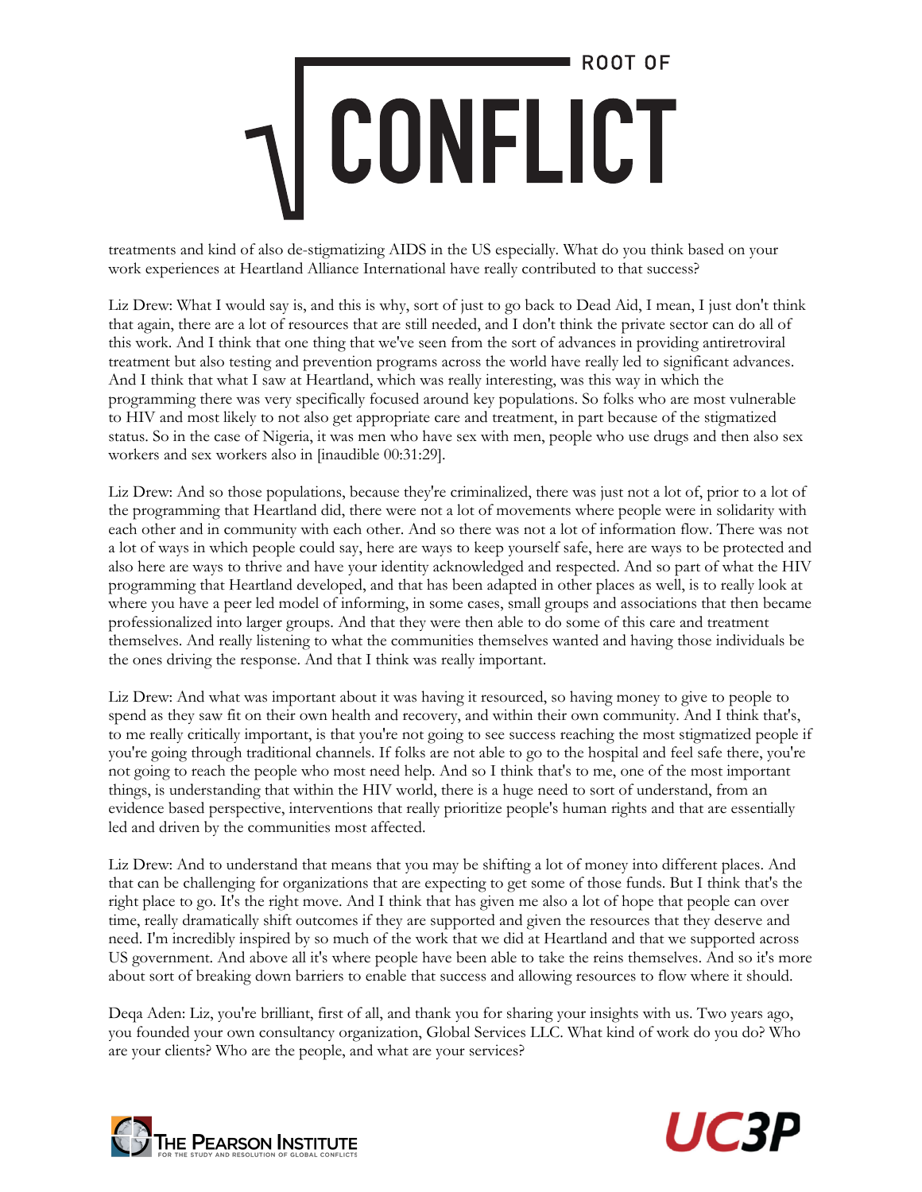treatments and kind of also de-stigmatizing AIDS in the US especially. What do you think based on your work experiences at Heartland Alliance International have really contributed to that success?

Liz Drew: What I would say is, and this is why, sort of just to go back to Dead Aid, I mean, I just don't think that again, there are a lot of resources that are still needed, and I don't think the private sector can do all of this work. And I think that one thing that we've seen from the sort of advances in providing antiretroviral treatment but also testing and prevention programs across the world have really led to significant advances. And I think that what I saw at Heartland, which was really interesting, was this way in which the programming there was very specifically focused around key populations. So folks who are most vulnerable to HIV and most likely to not also get appropriate care and treatment, in part because of the stigmatized status. So in the case of Nigeria, it was men who have sex with men, people who use drugs and then also sex workers and sex workers also in [inaudible 00:31:29].

Liz Drew: And so those populations, because they're criminalized, there was just not a lot of, prior to a lot of the programming that Heartland did, there were not a lot of movements where people were in solidarity with each other and in community with each other. And so there was not a lot of information flow. There was not a lot of ways in which people could say, here are ways to keep yourself safe, here are ways to be protected and also here are ways to thrive and have your identity acknowledged and respected. And so part of what the HIV programming that Heartland developed, and that has been adapted in other places as well, is to really look at where you have a peer led model of informing, in some cases, small groups and associations that then became professionalized into larger groups. And that they were then able to do some of this care and treatment themselves. And really listening to what the communities themselves wanted and having those individuals be the ones driving the response. And that I think was really important.

Liz Drew: And what was important about it was having it resourced, so having money to give to people to spend as they saw fit on their own health and recovery, and within their own community. And I think that's, to me really critically important, is that you're not going to see success reaching the most stigmatized people if you're going through traditional channels. If folks are not able to go to the hospital and feel safe there, you're not going to reach the people who most need help. And so I think that's to me, one of the most important things, is understanding that within the HIV world, there is a huge need to sort of understand, from an evidence based perspective, interventions that really prioritize people's human rights and that are essentially led and driven by the communities most affected.

Liz Drew: And to understand that means that you may be shifting a lot of money into different places. And that can be challenging for organizations that are expecting to get some of those funds. But I think that's the right place to go. It's the right move. And I think that has given me also a lot of hope that people can over time, really dramatically shift outcomes if they are supported and given the resources that they deserve and need. I'm incredibly inspired by so much of the work that we did at Heartland and that we supported across US government. And above all it's where people have been able to take the reins themselves. And so it's more about sort of breaking down barriers to enable that success and allowing resources to flow where it should.

Deqa Aden: Liz, you're brilliant, first of all, and thank you for sharing your insights with us. Two years ago, you founded your own consultancy organization, Global Services LLC. What kind of work do you do? Who are your clients? Who are the people, and what are your services?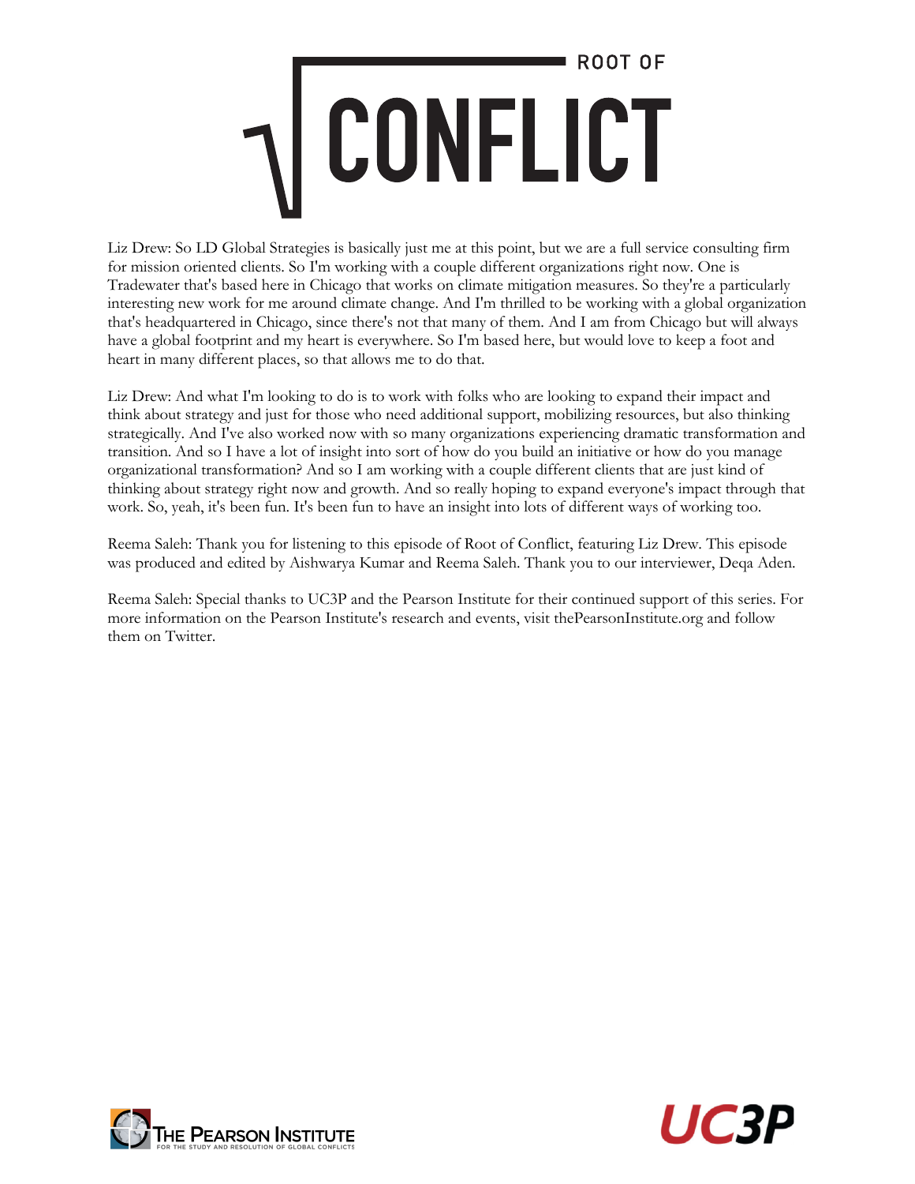Liz Drew: So LD Global Strategies is basically just me at this point, but we are a full service consulting firm for mission oriented clients. So I'm working with a couple different organizations right now. One is Tradewater that's based here in Chicago that works on climate mitigation measures. So they're a particularly interesting new work for me around climate change. And I'm thrilled to be working with a global organization that's headquartered in Chicago, since there's not that many of them. And I am from Chicago but will always have a global footprint and my heart is everywhere. So I'm based here, but would love to keep a foot and heart in many different places, so that allows me to do that.

Liz Drew: And what I'm looking to do is to work with folks who are looking to expand their impact and think about strategy and just for those who need additional support, mobilizing resources, but also thinking strategically. And I've also worked now with so many organizations experiencing dramatic transformation and transition. And so I have a lot of insight into sort of how do you build an initiative or how do you manage organizational transformation? And so I am working with a couple different clients that are just kind of thinking about strategy right now and growth. And so really hoping to expand everyone's impact through that work. So, yeah, it's been fun. It's been fun to have an insight into lots of different ways of working too.

Reema Saleh: Thank you for listening to this episode of Root of Conflict, featuring Liz Drew. This episode was produced and edited by Aishwarya Kumar and Reema Saleh. Thank you to our interviewer, Deqa Aden.

Reema Saleh: Special thanks to UC3P and the Pearson Institute for their continued support of this series. For more information on the Pearson Institute's research and events, visit thePearsonInstitute.org and follow them on Twitter.